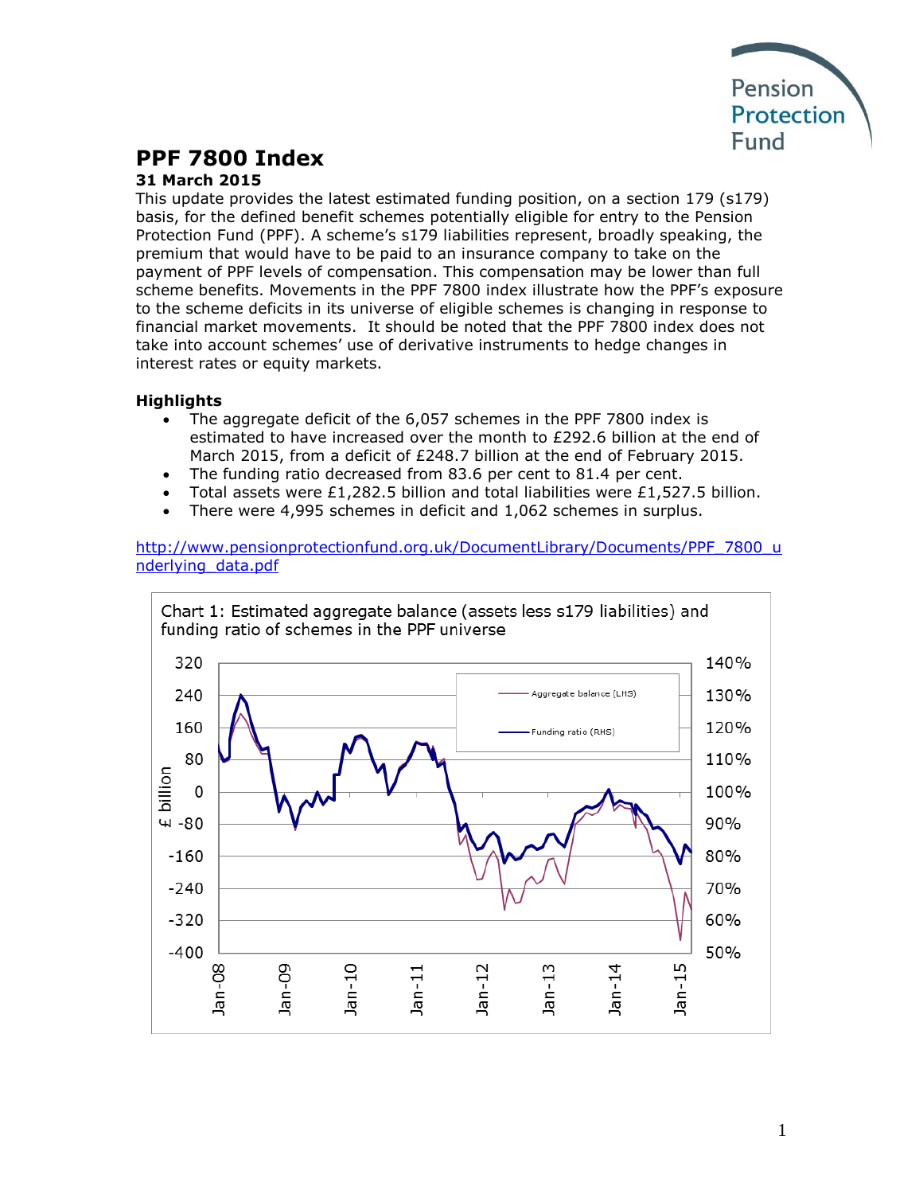Pension Protection Fund

# PPF 7800 Index

**31 March 2015**

This update provides the latest estimated funding position, on a section 179 (s179) basis, for the defined benefit schemes potentially eligible for entry to the Pension Protection Fund (PPF). A scheme's s179 liabilities represent, broadly speaking, the premium that would have to be paid to an insurance company to take on the payment of PPF levels of compensation. This compensation may be lower than full scheme benefits. Movements in the PPF 7800 index illustrate how the PPF's exposure to the scheme deficits in its universe of eligible schemes is changing in response to financial market movements. It should be noted that the PPF 7800 index does not take into account schemes' use of derivative instruments to hedge changes in interest rates or equity markets.

## Highlights

- The aggregate deficit of the 6,057 schemes in the PPF 7800 index is estimated to have increased over the month to £292.6 billion at the end of March 2015, from a deficit of £248.7 billion at the end of February 2015.
- The funding ratio decreased from 83.6 per cent to 81.4 per cent.
- Total assets were £1,282.5 billion and total liabilities were £1,527.5 billion.
- There were 4,995 schemes in deficit and 1,062 schemes in surplus.

http://www.pensionprotectionfund.org.uk/DocumentLibrary/Documents/PPF_7800_underlying_data.pdf

Chart 1: Estimated aggregate balance (assets less s179 liabilities) and funding ratio of schemes in the PPF universe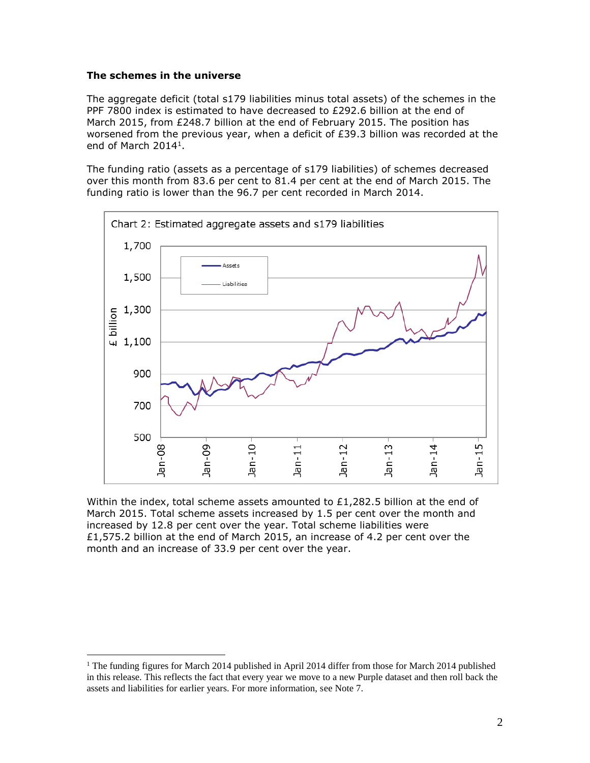**The schemes in the universe**

The aggregate deficit (total s179 liabilities minus total assets) of the schemes in the PPF 7800 index is estimated to have decreased to £292.6 billion at the end of March 2015, from £248.7 billion at the end of February 2015. The position has worsened from the previous year, when a deficit of £39.3 billion was recorded at the end of March 2014[1].

The funding ratio (assets as a percentage of s179 liabilities) of schemes decreased over this month from 83.6 per cent to 81.4 per cent at the end of March 2015. The funding ratio is lower than the 96.7 per cent recorded in March 2014.

Chart 2: Estimated aggregate assets and s179 liabilities

Within the index, total scheme assets amounted to £1,282.5 billion at the end of March 2015. Total scheme assets increased by 1.5 per cent over the month and increased by 12.8 per cent over the year. Total scheme liabilities were £1,575.2 billion at the end of March 2015, an increase of 4.2 per cent over the month and an increase of 33.9 per cent over the year.

[1] The funding figures for March 2014 published in April 2014 differ from those for March 2014 published in this release. This reflects the fact that every year we move to a new Purple dataset and then roll back the assets and liabilities for earlier years. For more information, see Note 7.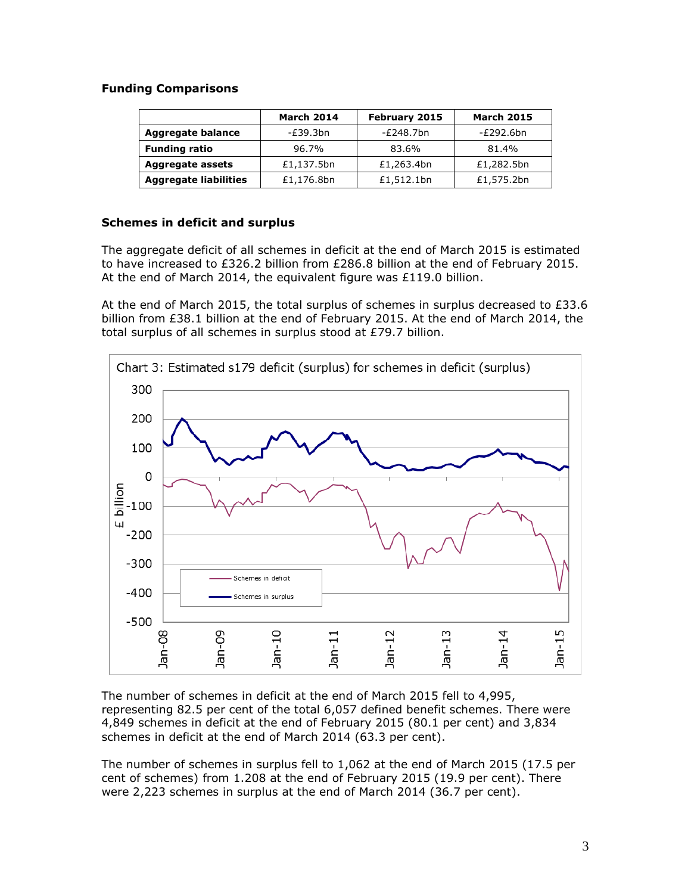### Funding Comparisons

| | March 2014 | February 2015 | March 2015 |
|---|---|---|---|
| **Aggregate balance** | -£39.3bn | -£248.7bn | -£292.6bn |
| **Funding ratio** | 96.7% | 83.6% | 81.4% |
| **Aggregate assets** | £1,137.5bn | £1,263.4bn | £1,282.5bn |
| **Aggregate liabilities** | £1,176.8bn | £1,512.1bn | £1,575.2bn |

### Schemes in deficit and surplus

The aggregate deficit of all schemes in deficit at the end of March 2015 is estimated to have increased to £326.2 billion from £286.8 billion at the end of February 2015. At the end of March 2014, the equivalent figure was £119.0 billion.

At the end of March 2015, the total surplus of schemes in surplus decreased to £33.6 billion from £38.1 billion at the end of February 2015. At the end of March 2014, the total surplus of all schemes in surplus stood at £79.7 billion.

Chart 3: Estimated s179 deficit (surplus) for schemes in deficit (surplus)

The number of schemes in deficit at the end of March 2015 fell to 4,995, representing 82.5 per cent of the total 6,057 defined benefit schemes. There were 4,849 schemes in deficit at the end of February 2015 (80.1 per cent) and 3,834 schemes in deficit at the end of March 2014 (63.3 per cent).

The number of schemes in surplus fell to 1,062 at the end of March 2015 (17.5 per cent of schemes) from 1.208 at the end of February 2015 (19.9 per cent). There were 2,223 schemes in surplus at the end of March 2014 (36.7 per cent).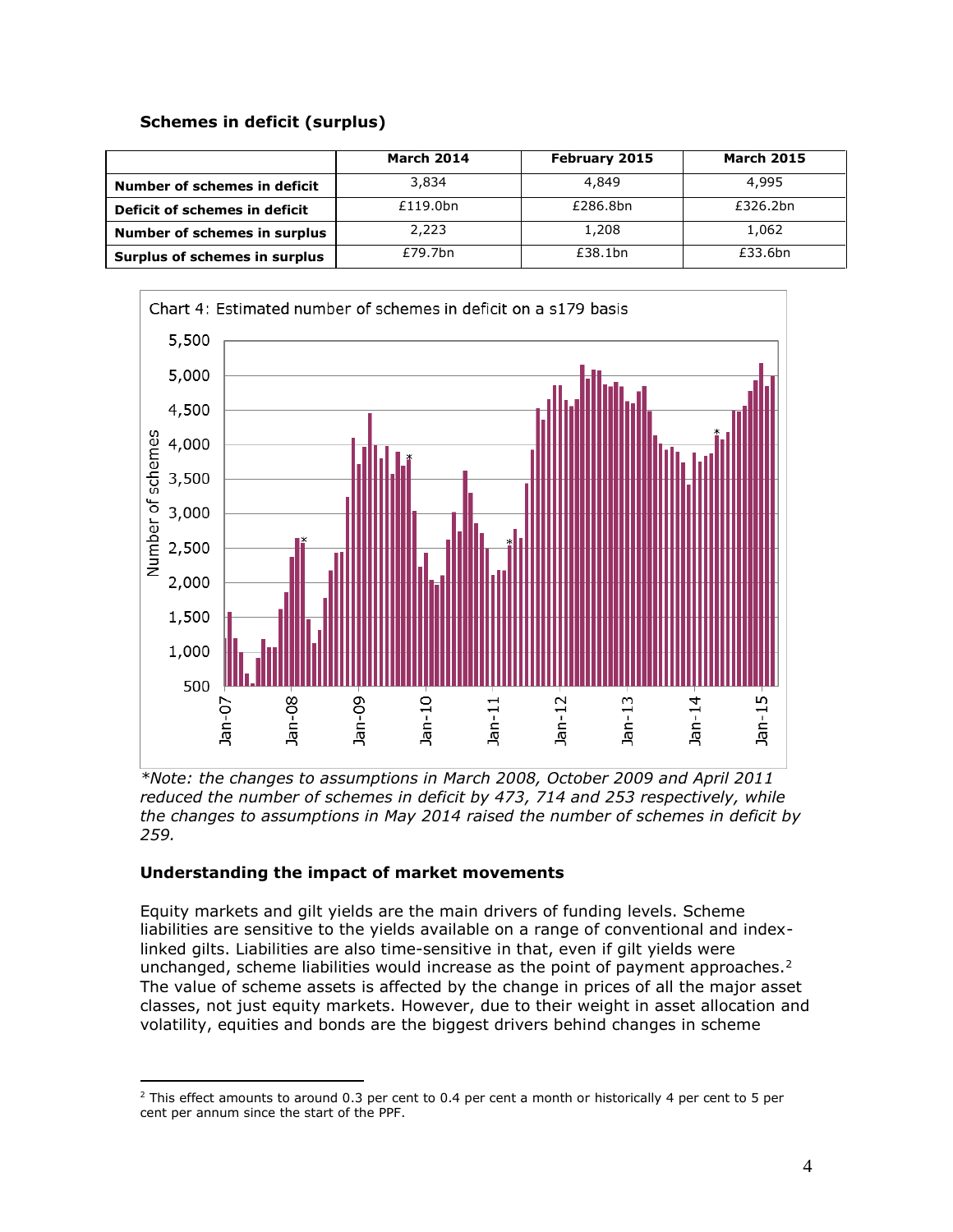**Schemes in deficit (surplus)**

| | March 2014 | February 2015 | March 2015 |
|---|---|---|---|
| **Number of schemes in deficit** | 3,834 | 4,849 | 4,995 |
| **Deficit of schemes in deficit** | £119.0bn | £286.8bn | £326.2bn |
| **Number of schemes in surplus** | 2,223 | 1,208 | 1,062 |
| **Surplus of schemes in surplus** | £79.7bn | £38.1bn | £33.6bn |

Chart 4: Estimated number of schemes in deficit on a s179 basis

*\*Note: the changes to assumptions in March 2008, October 2009 and April 2011 reduced the number of schemes in deficit by 473, 714 and 253 respectively, while the changes to assumptions in May 2014 raised the number of schemes in deficit by 259.*

**Understanding the impact of market movements**

Equity markets and gilt yields are the main drivers of funding levels. Scheme liabilities are sensitive to the yields available on a range of conventional and index-linked gilts. Liabilities are also time-sensitive in that, even if gilt yields were unchanged, scheme liabilities would increase as the point of payment approaches.[2] The value of scheme assets is affected by the change in prices of all the major asset classes, not just equity markets. However, due to their weight in asset allocation and volatility, equities and bonds are the biggest drivers behind changes in scheme

[2] This effect amounts to around 0.3 per cent to 0.4 per cent a month or historically 4 per cent to 5 per cent per annum since the start of the PPF.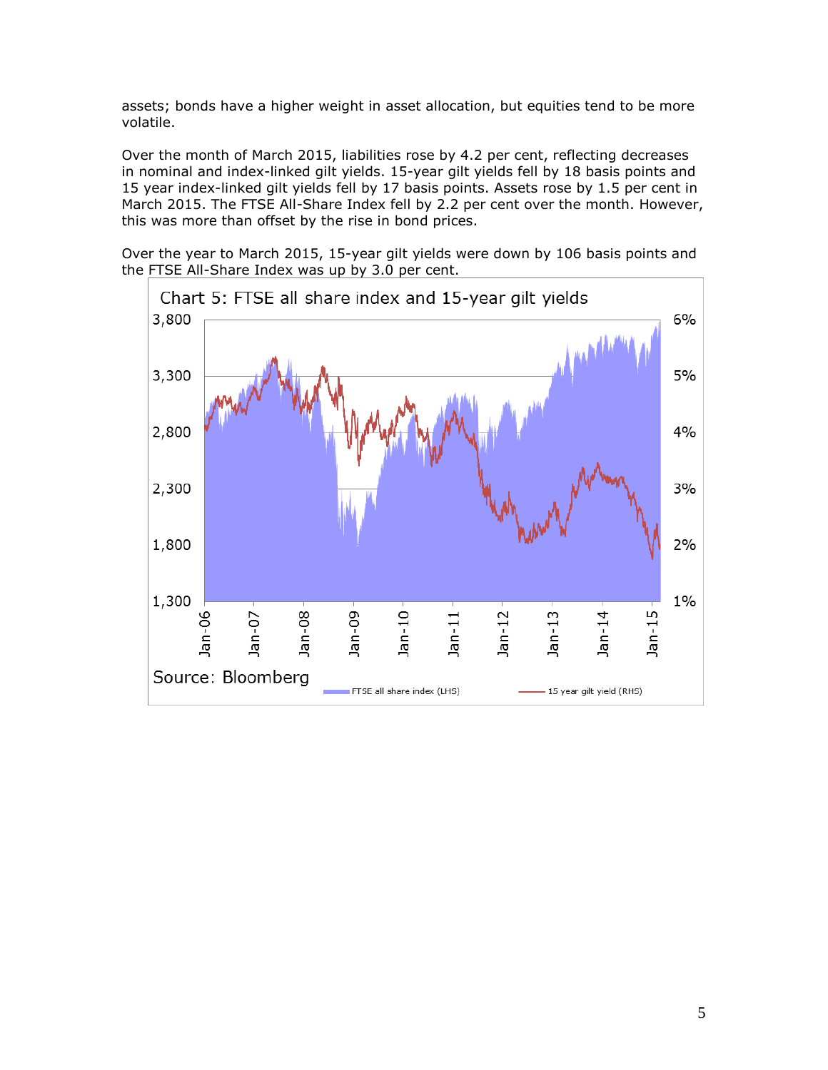assets; bonds have a higher weight in asset allocation, but equities tend to be more volatile.

Over the month of March 2015, liabilities rose by 4.2 per cent, reflecting decreases in nominal and index-linked gilt yields. 15-year gilt yields fell by 18 basis points and 15 year index-linked gilt yields fell by 17 basis points. Assets rose by 1.5 per cent in March 2015. The FTSE All-Share Index fell by 2.2 per cent over the month. However, this was more than offset by the rise in bond prices.

Over the year to March 2015, 15-year gilt yields were down by 106 basis points and the FTSE All-Share Index was up by 3.0 per cent.

Chart 5: FTSE all share index and 15-year gilt yields

Source: Bloomberg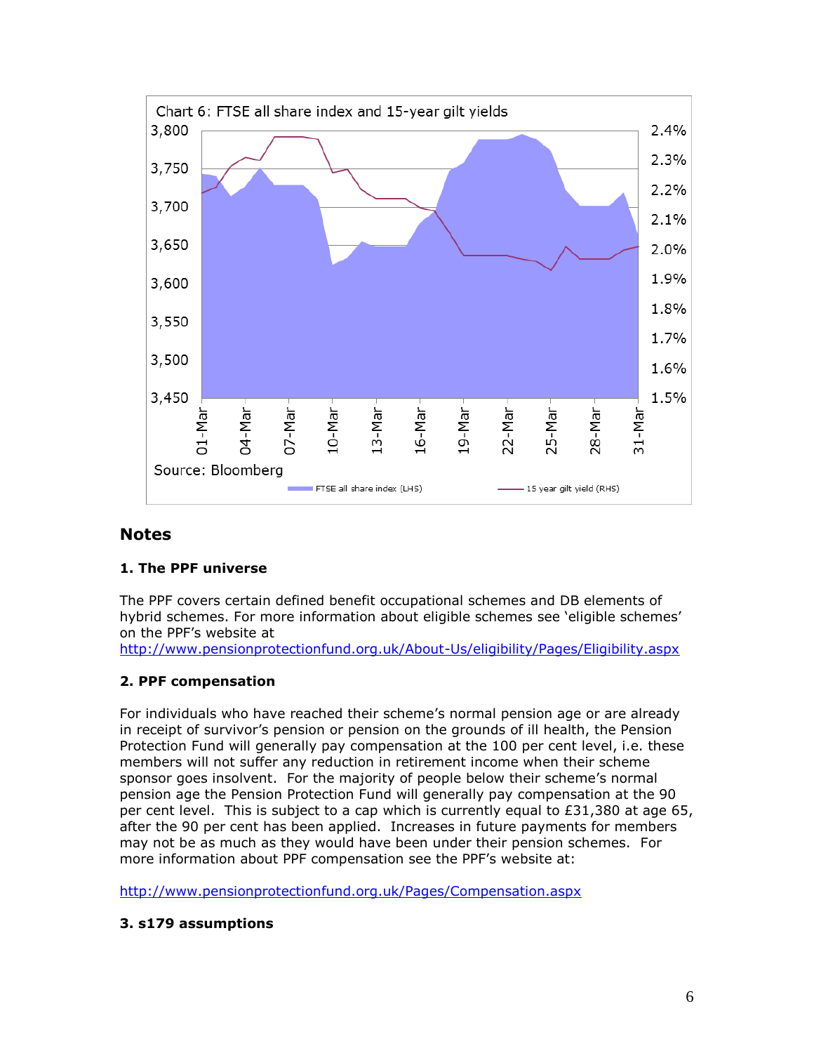Chart 6: FTSE all share index and 15-year gilt yields

Source: Bloomberg

## Notes

### 1. The PPF universe

The PPF covers certain defined benefit occupational schemes and DB elements of hybrid schemes. For more information about eligible schemes see 'eligible schemes' on the PPF's website at http://www.pensionprotectionfund.org.uk/About-Us/eligibility/Pages/Eligibility.aspx

### 2. PPF compensation

For individuals who have reached their scheme's normal pension age or are already in receipt of survivor's pension or pension on the grounds of ill health, the Pension Protection Fund will generally pay compensation at the 100 per cent level, i.e. these members will not suffer any reduction in retirement income when their scheme sponsor goes insolvent. For the majority of people below their scheme's normal pension age the Pension Protection Fund will generally pay compensation at the 90 per cent level. This is subject to a cap which is currently equal to £31,380 at age 65, after the 90 per cent has been applied. Increases in future payments for members may not be as much as they would have been under their pension schemes. For more information about PPF compensation see the PPF's website at:

http://www.pensionprotectionfund.org.uk/Pages/Compensation.aspx

### 3. s179 assumptions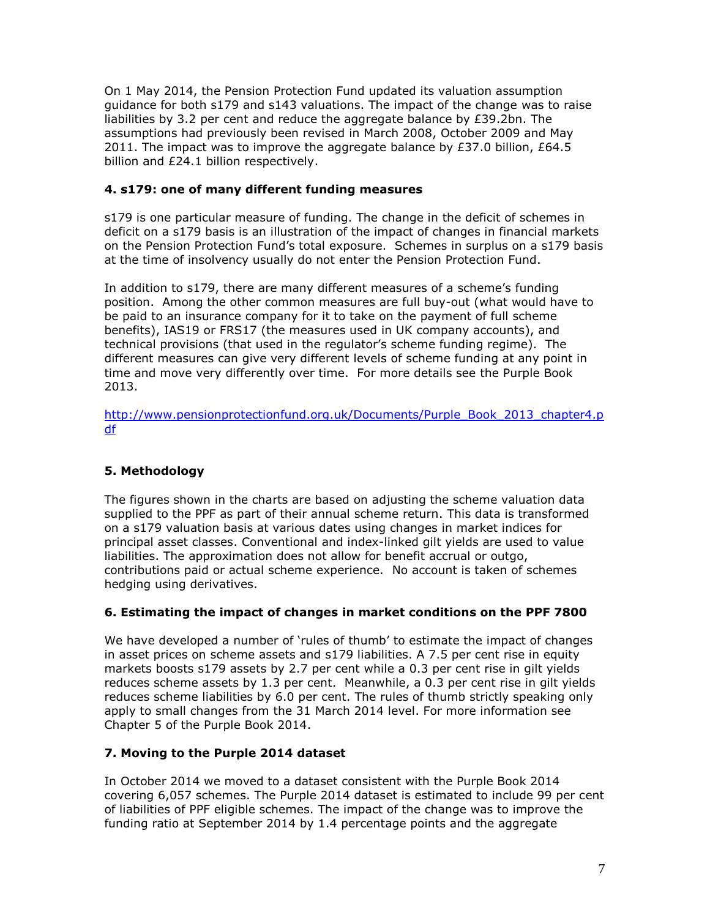On 1 May 2014, the Pension Protection Fund updated its valuation assumption guidance for both s179 and s143 valuations. The impact of the change was to raise liabilities by 3.2 per cent and reduce the aggregate balance by £39.2bn. The assumptions had previously been revised in March 2008, October 2009 and May 2011. The impact was to improve the aggregate balance by £37.0 billion, £64.5 billion and £24.1 billion respectively.

### 4. s179: one of many different funding measures

s179 is one particular measure of funding. The change in the deficit of schemes in deficit on a s179 basis is an illustration of the impact of changes in financial markets on the Pension Protection Fund's total exposure. Schemes in surplus on a s179 basis at the time of insolvency usually do not enter the Pension Protection Fund.

In addition to s179, there are many different measures of a scheme's funding position. Among the other common measures are full buy-out (what would have to be paid to an insurance company for it to take on the payment of full scheme benefits), IAS19 or FRS17 (the measures used in UK company accounts), and technical provisions (that used in the regulator's scheme funding regime). The different measures can give very different levels of scheme funding at any point in time and move very differently over time. For more details see the Purple Book 2013.

http://www.pensionprotectionfund.org.uk/Documents/Purple_Book_2013_chapter4.pdf

### 5. Methodology

The figures shown in the charts are based on adjusting the scheme valuation data supplied to the PPF as part of their annual scheme return. This data is transformed on a s179 valuation basis at various dates using changes in market indices for principal asset classes. Conventional and index-linked gilt yields are used to value liabilities. The approximation does not allow for benefit accrual or outgo, contributions paid or actual scheme experience. No account is taken of schemes hedging using derivatives.

### 6. Estimating the impact of changes in market conditions on the PPF 7800

We have developed a number of 'rules of thumb' to estimate the impact of changes in asset prices on scheme assets and s179 liabilities. A 7.5 per cent rise in equity markets boosts s179 assets by 2.7 per cent while a 0.3 per cent rise in gilt yields reduces scheme assets by 1.3 per cent. Meanwhile, a 0.3 per cent rise in gilt yields reduces scheme liabilities by 6.0 per cent. The rules of thumb strictly speaking only apply to small changes from the 31 March 2014 level. For more information see Chapter 5 of the Purple Book 2014.

### 7. Moving to the Purple 2014 dataset

In October 2014 we moved to a dataset consistent with the Purple Book 2014 covering 6,057 schemes. The Purple 2014 dataset is estimated to include 99 per cent of liabilities of PPF eligible schemes. The impact of the change was to improve the funding ratio at September 2014 by 1.4 percentage points and the aggregate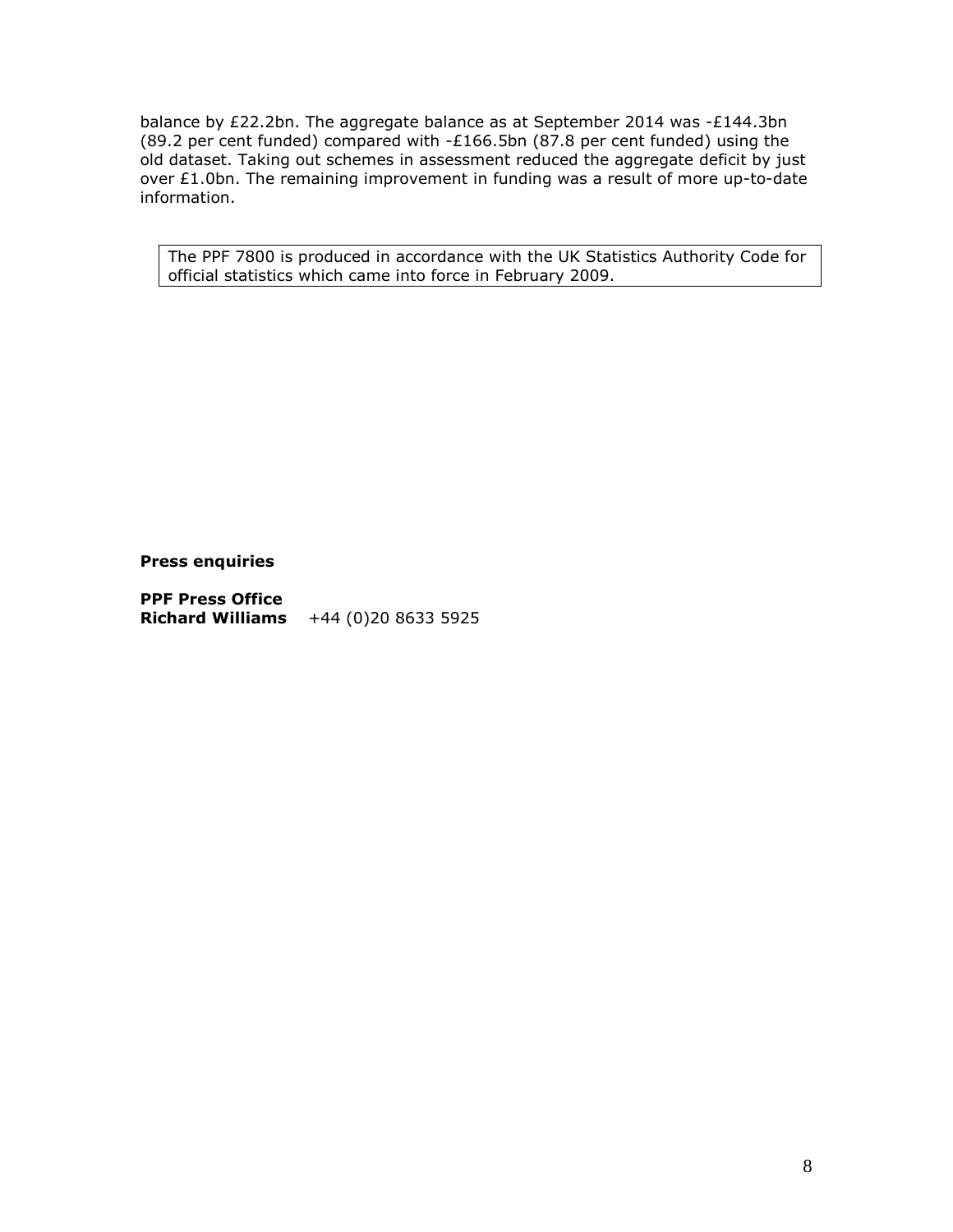balance by £22.2bn. The aggregate balance as at September 2014 was -£144.3bn (89.2 per cent funded) compared with -£166.5bn (87.8 per cent funded) using the old dataset. Taking out schemes in assessment reduced the aggregate deficit by just over £1.0bn. The remaining improvement in funding was a result of more up-to-date information.

The PPF 7800 is produced in accordance with the UK Statistics Authority Code for official statistics which came into force in February 2009.

**Press enquiries**

**PPF Press Office**
**Richard Williams** +44 (0)20 8633 5925